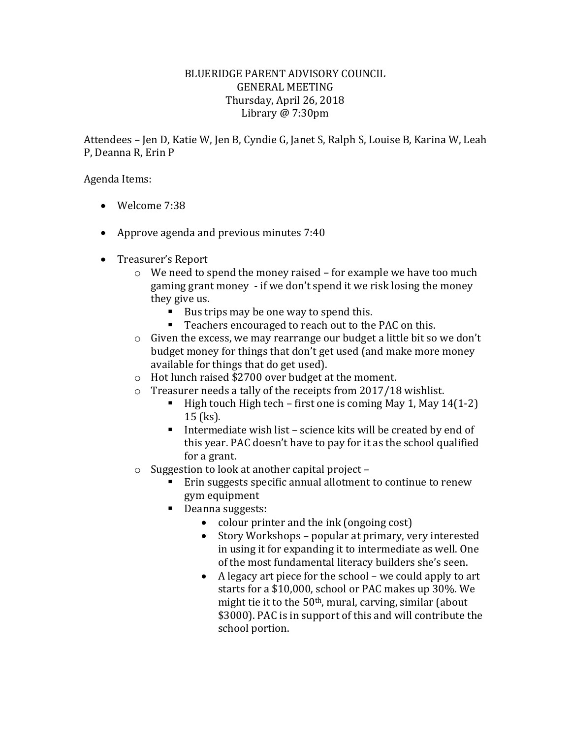BLUERIDGE PARENT ADVISORY COUNCIL
GENERAL MEETING
Thursday, April 26, 2018
Library @ 7:30pm

Attendees – Jen D, Katie W, Jen B, Cyndie G, Janet S, Ralph S, Louise B, Karina W, Leah P, Deanna R, Erin P

Agenda Items:

- Welcome 7:38
- Approve agenda and previous minutes 7:40
- Treasurer's Report
  - We need to spend the money raised – for example we have too much gaming grant money - if we don't spend it we risk losing the money they give us.
    - Bus trips may be one way to spend this.
    - Teachers encouraged to reach out to the PAC on this.
  - Given the excess, we may rearrange our budget a little bit so we don't budget money for things that don't get used (and make more money available for things that do get used).
  - Hot lunch raised $2700 over budget at the moment.
  - Treasurer needs a tally of the receipts from 2017/18 wishlist.
    - High touch High tech – first one is coming May 1, May 14(1-2) 15 (ks).
    - Intermediate wish list – science kits will be created by end of this year. PAC doesn't have to pay for it as the school qualified for a grant.
  - Suggestion to look at another capital project –
    - Erin suggests specific annual allotment to continue to renew gym equipment
    - Deanna suggests:
      - colour printer and the ink (ongoing cost)
      - Story Workshops – popular at primary, very interested in using it for expanding it to intermediate as well. One of the most fundamental literacy builders she's seen.
      - A legacy art piece for the school – we could apply to art starts for a $10,000, school or PAC makes up 30%. We might tie it to the 50th, mural, carving, similar (about $3000). PAC is in support of this and will contribute the school portion.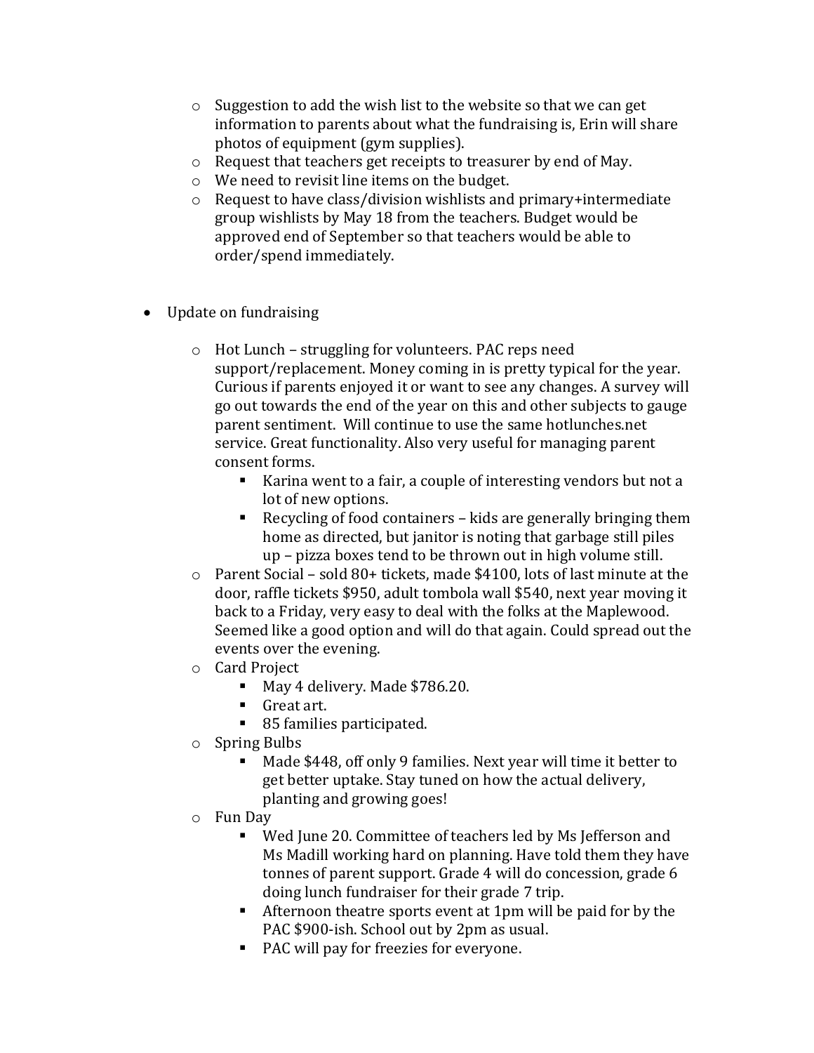- Suggestion to add the wish list to the website so that we can get information to parents about what the fundraising is, Erin will share photos of equipment (gym supplies).
  - Request that teachers get receipts to treasurer by end of May.
  - We need to revisit line items on the budget.
  - Request to have class/division wishlists and primary+intermediate group wishlists by May 18 from the teachers. Budget would be approved end of September so that teachers would be able to order/spend immediately.

- Update on fundraising
  - Hot Lunch – struggling for volunteers. PAC reps need support/replacement. Money coming in is pretty typical for the year. Curious if parents enjoyed it or want to see any changes. A survey will go out towards the end of the year on this and other subjects to gauge parent sentiment. Will continue to use the same hotlunches.net service. Great functionality. Also very useful for managing parent consent forms.
    - Karina went to a fair, a couple of interesting vendors but not a lot of new options.
    - Recycling of food containers – kids are generally bringing them home as directed, but janitor is noting that garbage still piles up – pizza boxes tend to be thrown out in high volume still.
  - Parent Social – sold 80+ tickets, made $4100, lots of last minute at the door, raffle tickets $950, adult tombola wall $540, next year moving it back to a Friday, very easy to deal with the folks at the Maplewood. Seemed like a good option and will do that again. Could spread out the events over the evening.
  - Card Project
    - May 4 delivery. Made $786.20.
    - Great art.
    - 85 families participated.
  - Spring Bulbs
    - Made $448, off only 9 families. Next year will time it better to get better uptake. Stay tuned on how the actual delivery, planting and growing goes!
  - Fun Day
    - Wed June 20. Committee of teachers led by Ms Jefferson and Ms Madill working hard on planning. Have told them they have tonnes of parent support. Grade 4 will do concession, grade 6 doing lunch fundraiser for their grade 7 trip.
    - Afternoon theatre sports event at 1pm will be paid for by the PAC $900-ish. School out by 2pm as usual.
    - PAC will pay for freezies for everyone.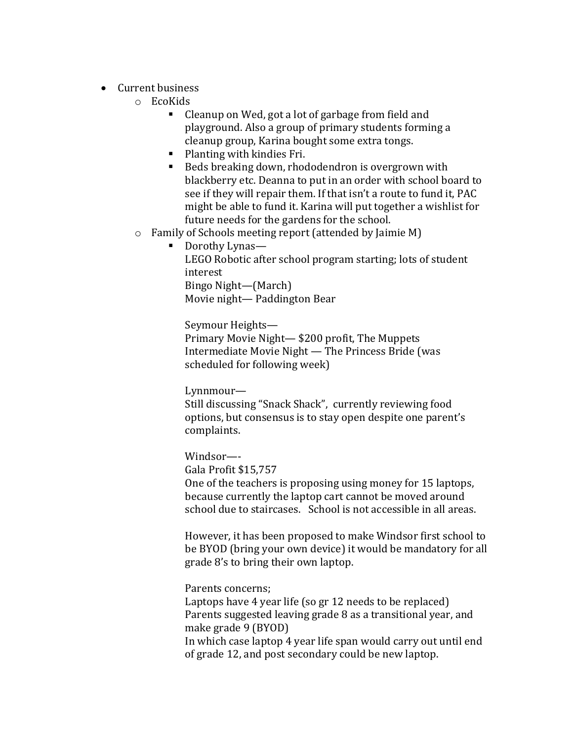- Current business
  - EcoKids
    - Cleanup on Wed, got a lot of garbage from field and playground. Also a group of primary students forming a cleanup group, Karina bought some extra tongs.
    - Planting with kindies Fri.
    - Beds breaking down, rhododendron is overgrown with blackberry etc. Deanna to put in an order with school board to see if they will repair them. If that isn't a route to fund it, PAC might be able to fund it. Karina will put together a wishlist for future needs for the gardens for the school.
  - Family of Schools meeting report (attended by Jaimie M)
    - Dorothy Lynas—
      LEGO Robotic after school program starting; lots of student interest
      Bingo Night—(March)
      Movie night— Paddington Bear

      Seymour Heights—
      Primary Movie Night— $200 profit, The Muppets
      Intermediate Movie Night — The Princess Bride (was scheduled for following week)

      Lynnmour—
      Still discussing "Snack Shack", currently reviewing food options, but consensus is to stay open despite one parent's complaints.

      Windsor—-
      Gala Profit $15,757
      One of the teachers is proposing using money for 15 laptops, because currently the laptop cart cannot be moved around school due to staircases. School is not accessible in all areas.

      However, it has been proposed to make Windsor first school to be BYOD (bring your own device) it would be mandatory for all grade 8's to bring their own laptop.

      Parents concerns;
      Laptops have 4 year life (so gr 12 needs to be replaced)
      Parents suggested leaving grade 8 as a transitional year, and make grade 9 (BYOD)
      In which case laptop 4 year life span would carry out until end of grade 12, and post secondary could be new laptop.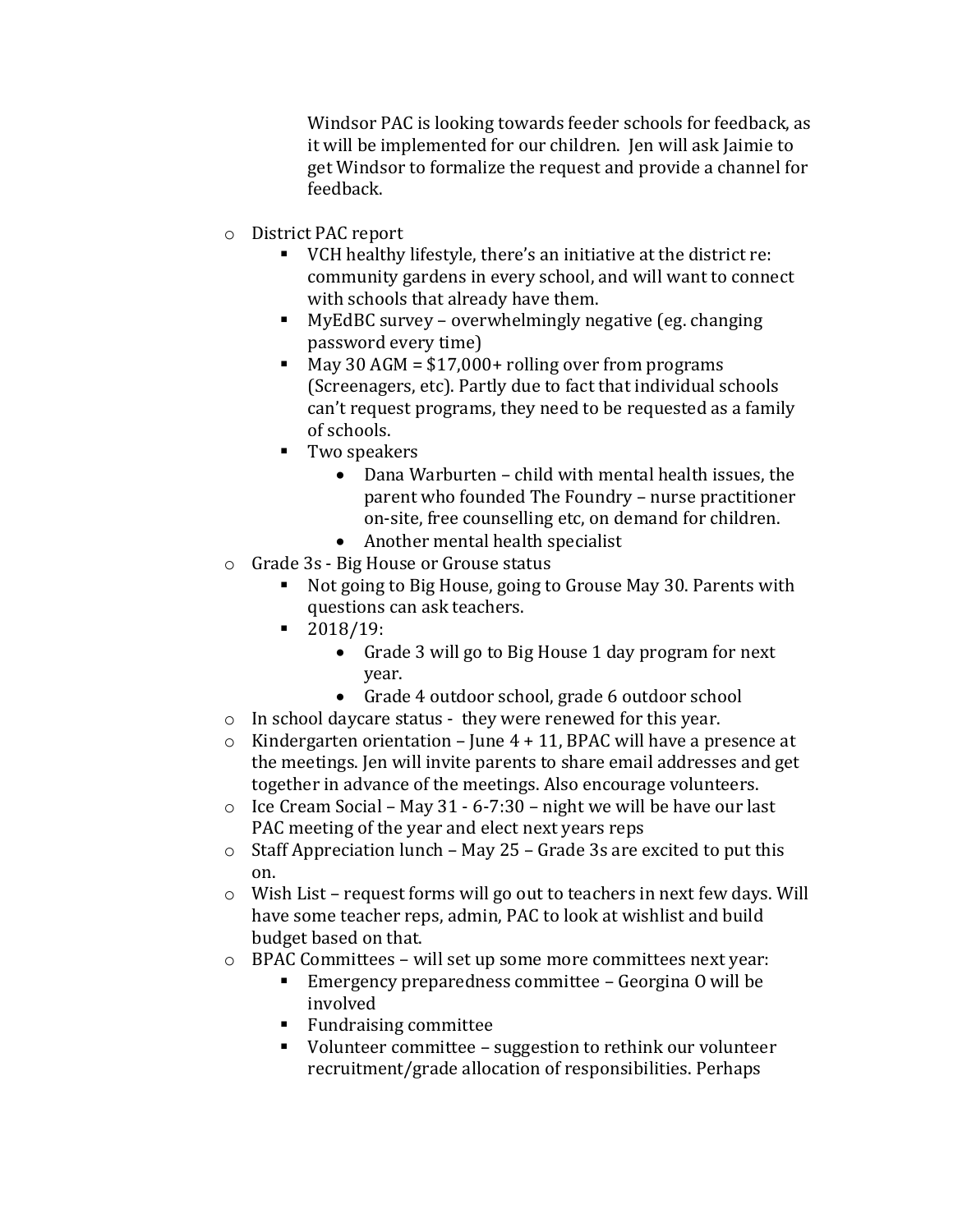Windsor PAC is looking towards feeder schools for feedback, as it will be implemented for our children. Jen will ask Jaimie to get Windsor to formalize the request and provide a channel for feedback.

- District PAC report
  - VCH healthy lifestyle, there's an initiative at the district re: community gardens in every school, and will want to connect with schools that already have them.
  - MyEdBC survey – overwhelmingly negative (eg. changing password every time)
  - May 30 AGM = $17,000+ rolling over from programs (Screenagers, etc). Partly due to fact that individual schools can't request programs, they need to be requested as a family of schools.
  - Two speakers
    - Dana Warburten – child with mental health issues, the parent who founded The Foundry – nurse practitioner on-site, free counselling etc, on demand for children.
    - Another mental health specialist
- Grade 3s - Big House or Grouse status
  - Not going to Big House, going to Grouse May 30. Parents with questions can ask teachers.
  - 2018/19:
    - Grade 3 will go to Big House 1 day program for next year.
    - Grade 4 outdoor school, grade 6 outdoor school
- In school daycare status - they were renewed for this year.
- Kindergarten orientation – June 4 + 11, BPAC will have a presence at the meetings. Jen will invite parents to share email addresses and get together in advance of the meetings. Also encourage volunteers.
- Ice Cream Social – May 31 - 6-7:30 – night we will be have our last PAC meeting of the year and elect next years reps
- Staff Appreciation lunch – May 25 – Grade 3s are excited to put this on.
- Wish List – request forms will go out to teachers in next few days. Will have some teacher reps, admin, PAC to look at wishlist and build budget based on that.
- BPAC Committees – will set up some more committees next year:
  - Emergency preparedness committee – Georgina O will be involved
  - Fundraising committee
  - Volunteer committee – suggestion to rethink our volunteer recruitment/grade allocation of responsibilities. Perhaps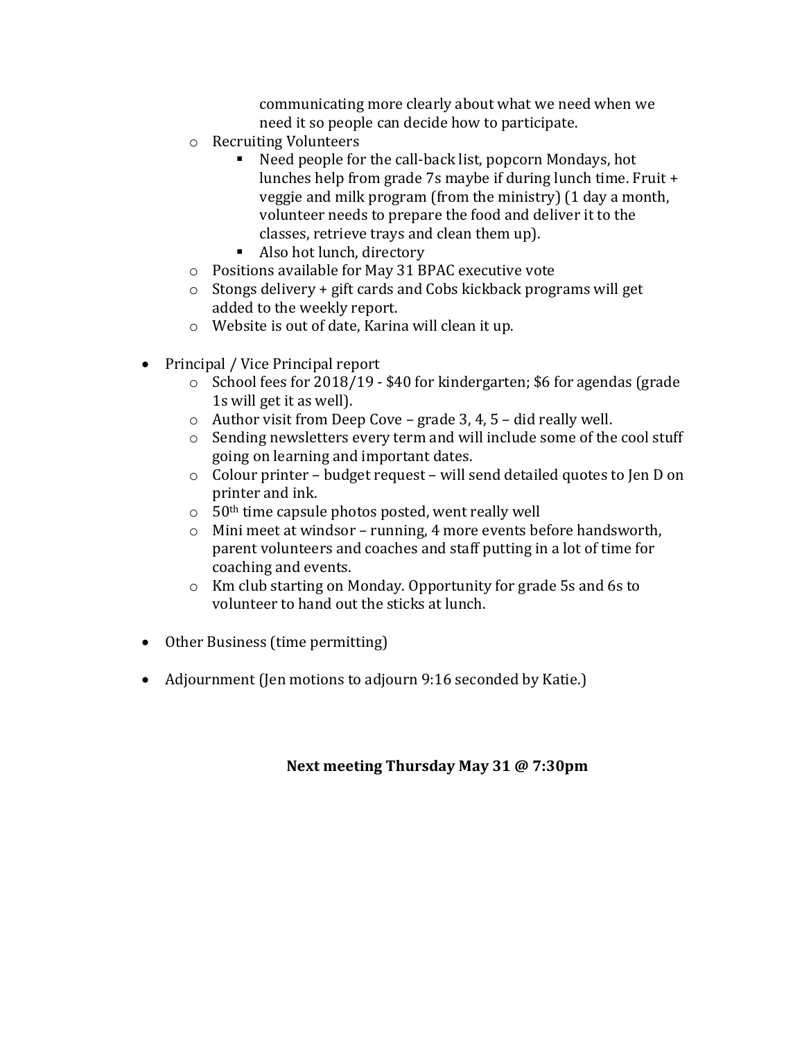communicating more clearly about what we need when we need it so people can decide how to participate.

- Recruiting Volunteers
  - Need people for the call-back list, popcorn Mondays, hot lunches help from grade 7s maybe if during lunch time. Fruit + veggie and milk program (from the ministry) (1 day a month, volunteer needs to prepare the food and deliver it to the classes, retrieve trays and clean them up).
  - Also hot lunch, directory
- Positions available for May 31 BPAC executive vote
- Stongs delivery + gift cards and Cobs kickback programs will get added to the weekly report.
- Website is out of date, Karina will clean it up.

- Principal / Vice Principal report
  - School fees for 2018/19 - $40 for kindergarten; $6 for agendas (grade 1s will get it as well).
  - Author visit from Deep Cove – grade 3, 4, 5 – did really well.
  - Sending newsletters every term and will include some of the cool stuff going on learning and important dates.
  - Colour printer – budget request – will send detailed quotes to Jen D on printer and ink.
  - 50th time capsule photos posted, went really well
  - Mini meet at windsor – running, 4 more events before handsworth, parent volunteers and coaches and staff putting in a lot of time for coaching and events.
  - Km club starting on Monday. Opportunity for grade 5s and 6s to volunteer to hand out the sticks at lunch.

- Other Business (time permitting)

- Adjournment (Jen motions to adjourn 9:16 seconded by Katie.)

**Next meeting Thursday May 31 @ 7:30pm**